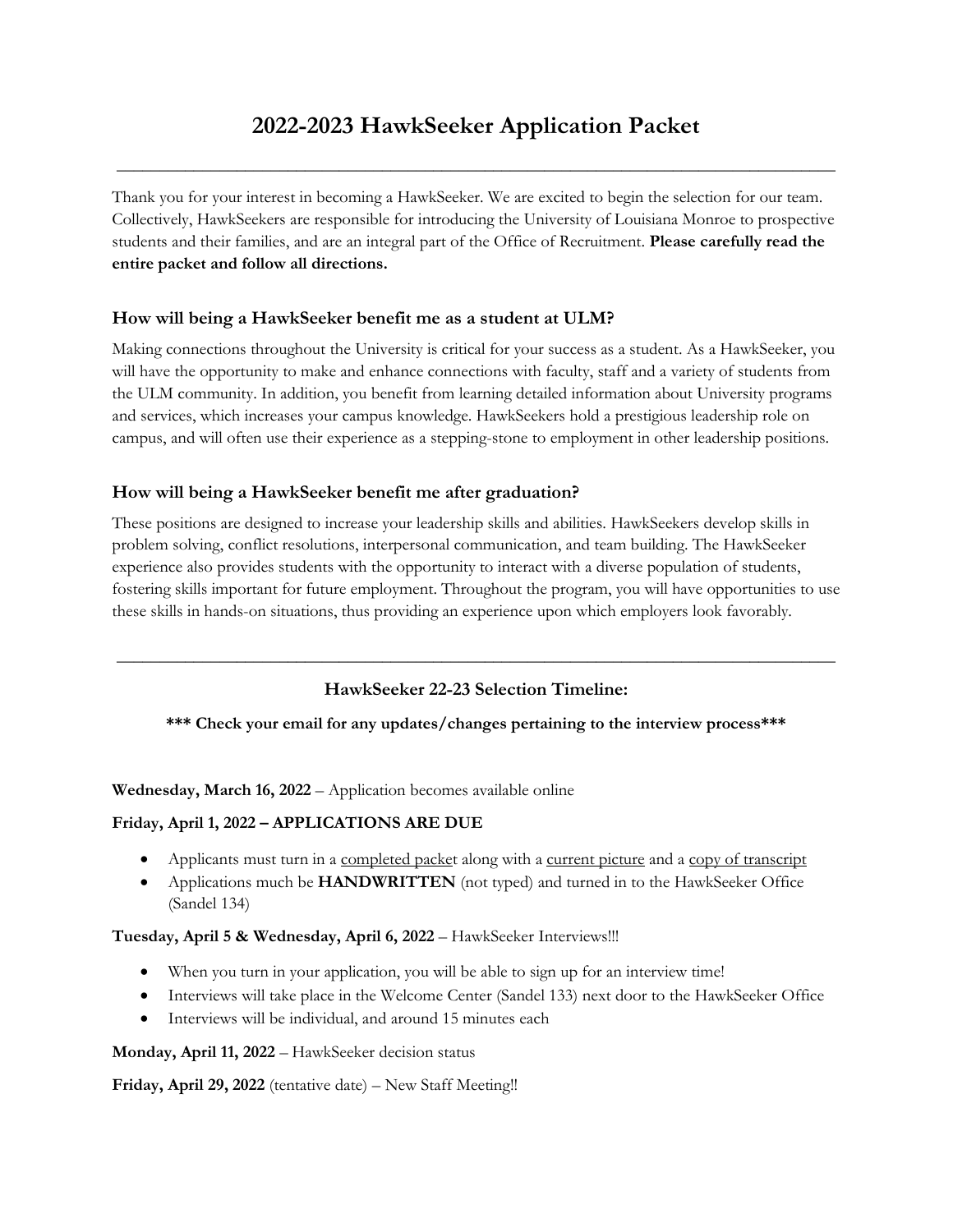# 2022-2023 HawkSeeker Application Packet

---

Thank you for your interest in becoming a HawkSeeker. We are excited to begin the selection for our team. Collectively, HawkSeekers are responsible for introducing the University of Louisiana Monroe to prospective students and their families, and are an integral part of the Office of Recruitment. **Please carefully read the entire packet and follow all directions.**

### How will being a HawkSeeker benefit me as a student at ULM?

Making connections throughout the University is critical for your success as a student. As a HawkSeeker, you will have the opportunity to make and enhance connections with faculty, staff and a variety of students from the ULM community. In addition, you benefit from learning detailed information about University programs and services, which increases your campus knowledge. HawkSeekers hold a prestigious leadership role on campus, and will often use their experience as a stepping-stone to employment in other leadership positions.

### How will being a HawkSeeker benefit me after graduation?

These positions are designed to increase your leadership skills and abilities. HawkSeekers develop skills in problem solving, conflict resolutions, interpersonal communication, and team building. The HawkSeeker experience also provides students with the opportunity to interact with a diverse population of students, fostering skills important for future employment. Throughout the program, you will have opportunities to use these skills in hands-on situations, thus providing an experience upon which employers look favorably.

---

### HawkSeeker 22-23 Selection Timeline:

**\*\*\* Check your email for any updates/changes pertaining to the interview process\*\*\***

**Wednesday, March 16, 2022** – Application becomes available online

**Friday, April 1, 2022 – APPLICATIONS ARE DUE**

- Applicants must turn in a completed packet along with a current picture and a copy of transcript
- Applications much be **HANDWRITTEN** (not typed) and turned in to the HawkSeeker Office (Sandel 134)

**Tuesday, April 5 & Wednesday, April 6, 2022** – HawkSeeker Interviews!!!

- When you turn in your application, you will be able to sign up for an interview time!
- Interviews will take place in the Welcome Center (Sandel 133) next door to the HawkSeeker Office
- Interviews will be individual, and around 15 minutes each

**Monday, April 11, 2022** – HawkSeeker decision status

**Friday, April 29, 2022** (tentative date) – New Staff Meeting!!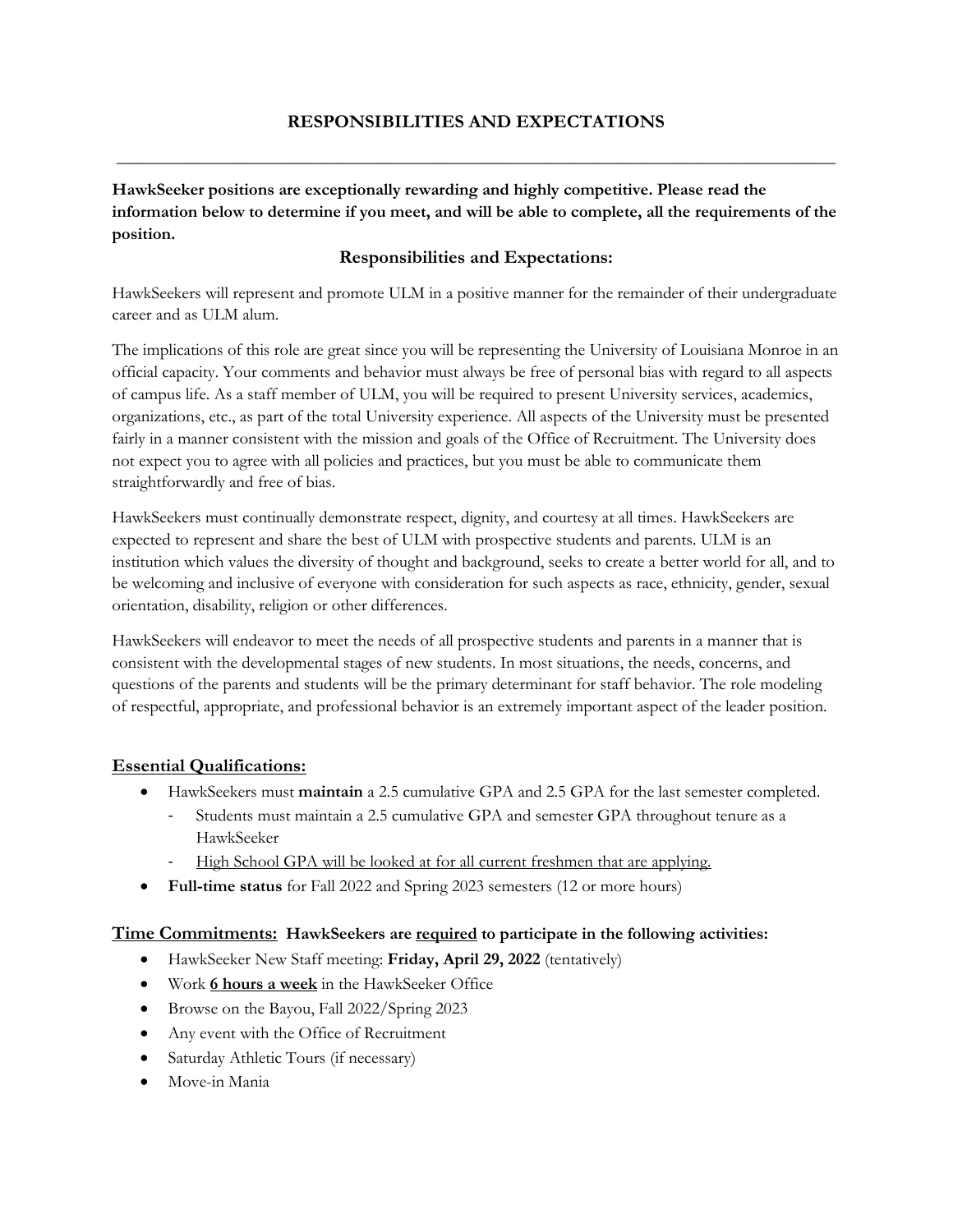# RESPONSIBILITIES AND EXPECTATIONS

---

**HawkSeeker positions are exceptionally rewarding and highly competitive. Please read the information below to determine if you meet, and will be able to complete, all the requirements of the position.**

## Responsibilities and Expectations:

HawkSeekers will represent and promote ULM in a positive manner for the remainder of their undergraduate career and as ULM alum.

The implications of this role are great since you will be representing the University of Louisiana Monroe in an official capacity. Your comments and behavior must always be free of personal bias with regard to all aspects of campus life. As a staff member of ULM, you will be required to present University services, academics, organizations, etc., as part of the total University experience. All aspects of the University must be presented fairly in a manner consistent with the mission and goals of the Office of Recruitment. The University does not expect you to agree with all policies and practices, but you must be able to communicate them straightforwardly and free of bias.

HawkSeekers must continually demonstrate respect, dignity, and courtesy at all times. HawkSeekers are expected to represent and share the best of ULM with prospective students and parents. ULM is an institution which values the diversity of thought and background, seeks to create a better world for all, and to be welcoming and inclusive of everyone with consideration for such aspects as race, ethnicity, gender, sexual orientation, disability, religion or other differences.

HawkSeekers will endeavor to meet the needs of all prospective students and parents in a manner that is consistent with the developmental stages of new students. In most situations, the needs, concerns, and questions of the parents and students will be the primary determinant for staff behavior. The role modeling of respectful, appropriate, and professional behavior is an extremely important aspect of the leader position.

### Essential Qualifications:

- HawkSeekers must **maintain** a 2.5 cumulative GPA and 2.5 GPA for the last semester completed.
  - Students must maintain a 2.5 cumulative GPA and semester GPA throughout tenure as a HawkSeeker
  - High School GPA will be looked at for all current freshmen that are applying.
- **Full-time status** for Fall 2022 and Spring 2023 semesters (12 or more hours)

### Time Commitments: HawkSeekers are required to participate in the following activities:

- HawkSeeker New Staff meeting: **Friday, April 29, 2022** (tentatively)
- Work **6 hours a week** in the HawkSeeker Office
- Browse on the Bayou, Fall 2022/Spring 2023
- Any event with the Office of Recruitment
- Saturday Athletic Tours (if necessary)
- Move-in Mania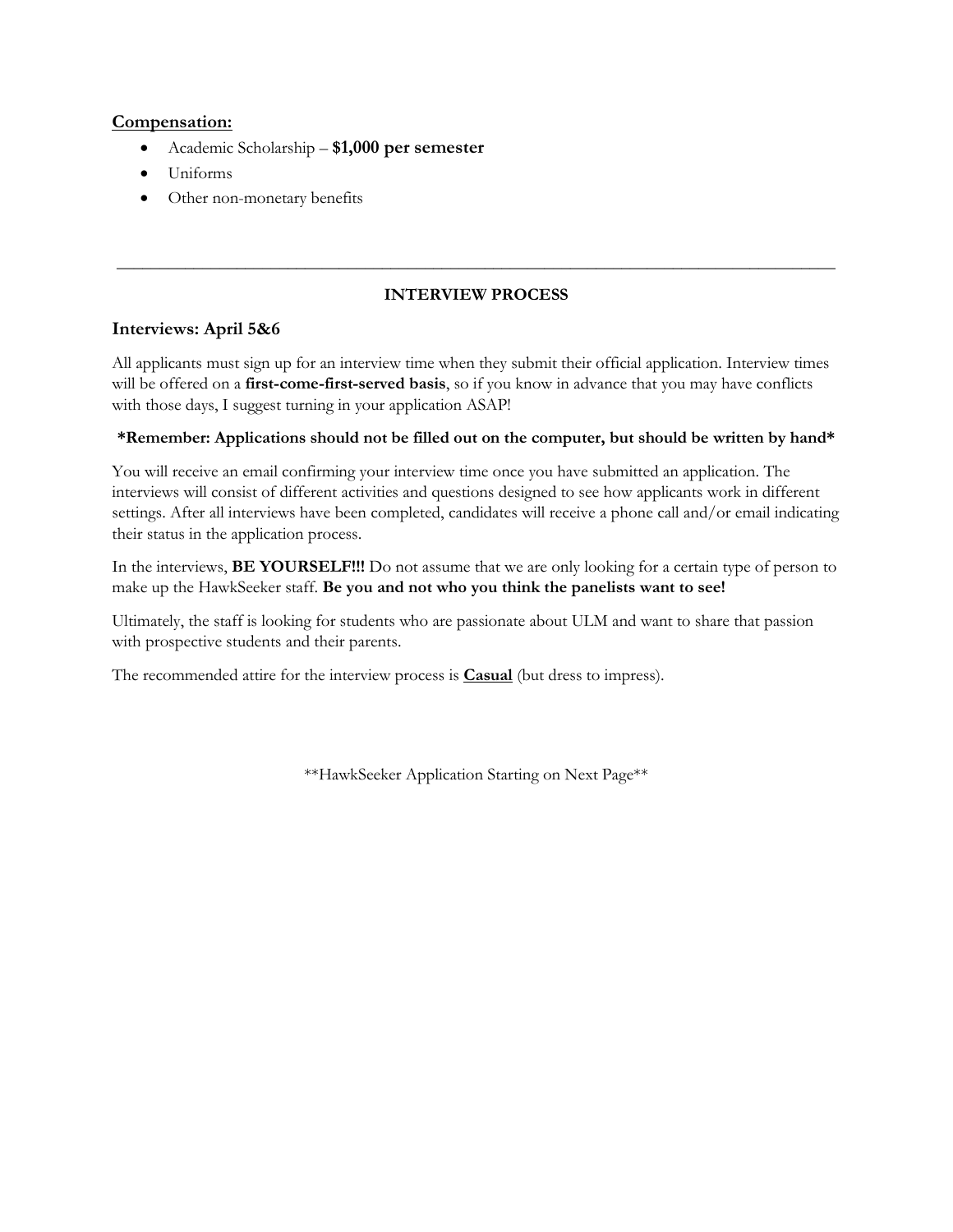## Compensation:

- Academic Scholarship – **$1,000 per semester**
- Uniforms
- Other non-monetary benefits

---

**INTERVIEW PROCESS**

### Interviews: April 5&6

All applicants must sign up for an interview time when they submit their official application. Interview times will be offered on a **first-come-first-served basis**, so if you know in advance that you may have conflicts with those days, I suggest turning in your application ASAP!

**\*Remember: Applications should not be filled out on the computer, but should be written by hand\***

You will receive an email confirming your interview time once you have submitted an application. The interviews will consist of different activities and questions designed to see how applicants work in different settings. After all interviews have been completed, candidates will receive a phone call and/or email indicating their status in the application process.

In the interviews, **BE YOURSELF!!!** Do not assume that we are only looking for a certain type of person to make up the HawkSeeker staff. **Be you and not who you think the panelists want to see!**

Ultimately, the staff is looking for students who are passionate about ULM and want to share that passion with prospective students and their parents.

The recommended attire for the interview process is **Casual** (but dress to impress).

\*\*HawkSeeker Application Starting on Next Page\*\*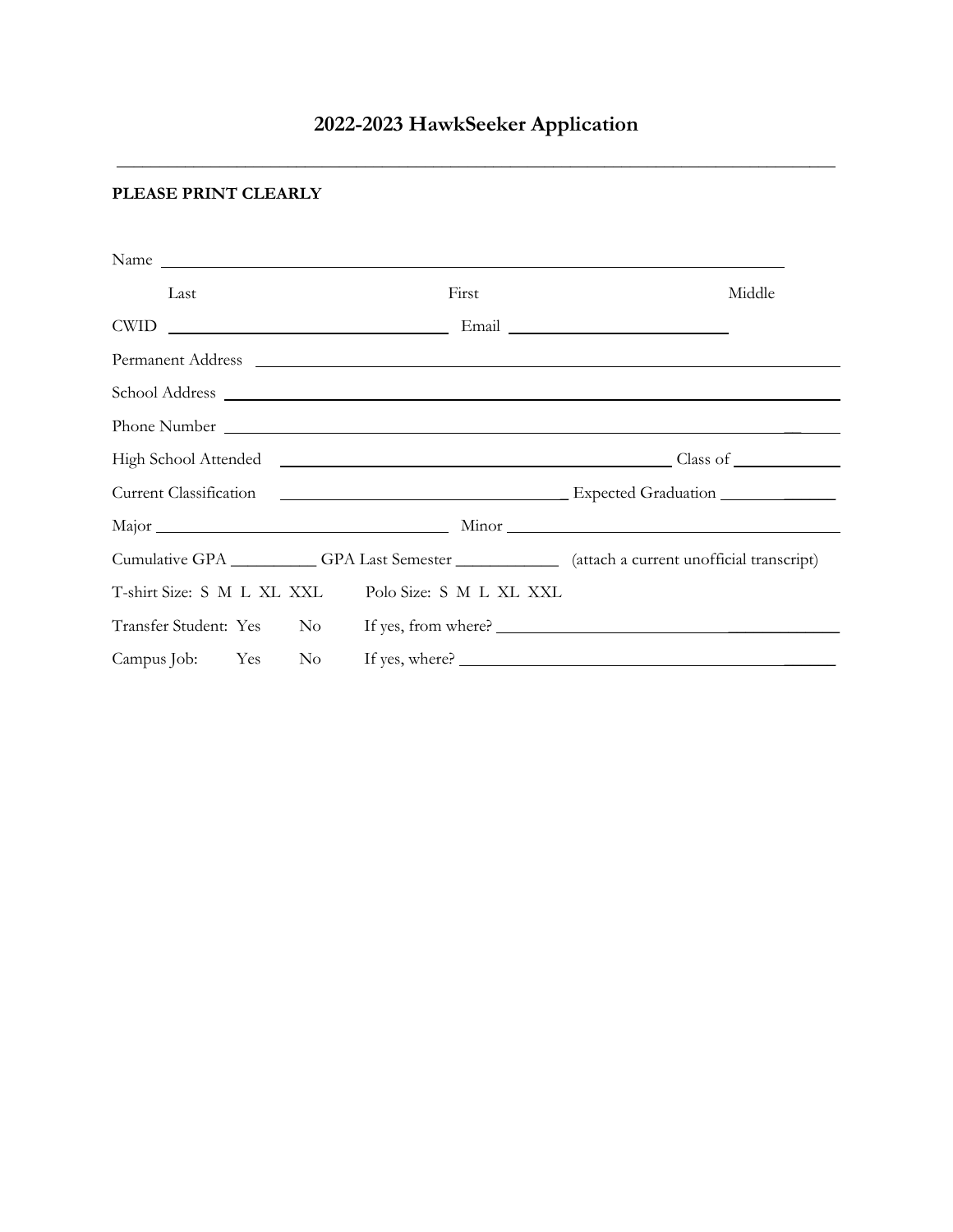# 2022-2023 HawkSeeker Application

---

**PLEASE PRINT CLEARLY**

Name ____________________________________________________________

Last First Middle

CWID ______________________ Email ______________________

Permanent Address ____________________________________________________________

School Address ____________________________________________________________

Phone Number ____________________________________________________________

High School Attended ________________________________ Class of __________

Current Classification ________________________ Expected Graduation __________

Major ______________________ Minor ______________________

Cumulative GPA __________ GPA Last Semester ____________ (attach a current unofficial transcript)

T-shirt Size: S M L XL XXL Polo Size: S M L XL XXL

Transfer Student: Yes No If yes, from where? ______________________

Campus Job: Yes No If yes, where? ______________________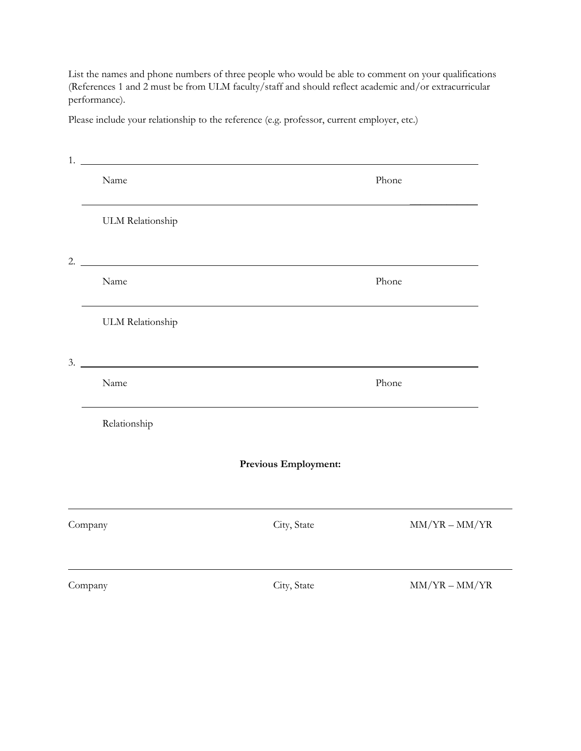List the names and phone numbers of three people who would be able to comment on your qualifications (References 1 and 2 must be from ULM faculty/staff and should reflect academic and/or extracurricular performance).

Please include your relationship to the reference (e.g. professor, current employer, etc.)

1. ______________________________________________________________________

Name Phone

______________________________________________________________________

ULM Relationship

2. ______________________________________________________________________

Name Phone

______________________________________________________________________

ULM Relationship

3. ______________________________________________________________________

Name Phone

______________________________________________________________________

Relationship

**Previous Employment:**

______________________________________________________________________

Company City, State MM/YR – MM/YR

______________________________________________________________________

Company City, State MM/YR – MM/YR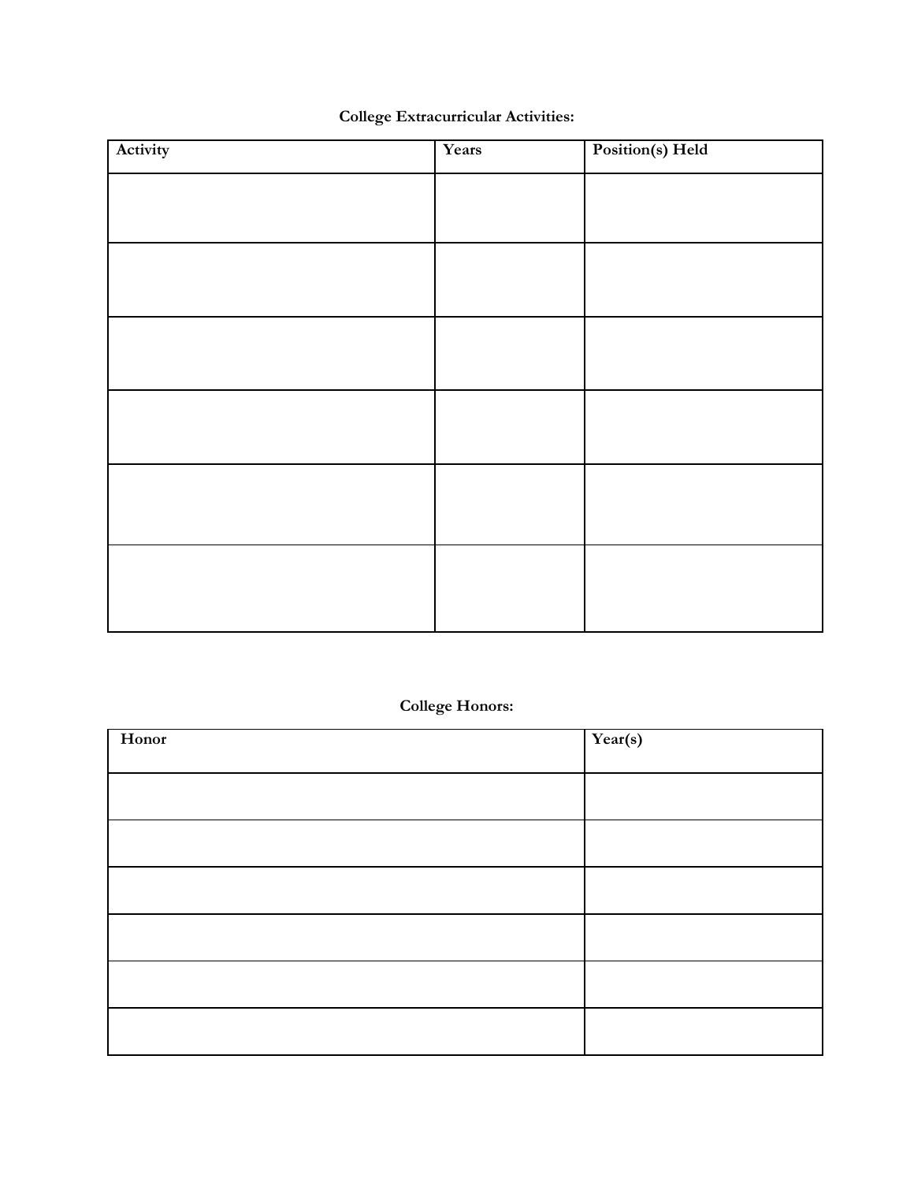**College Extracurricular Activities:**

| Activity | Years | Position(s) Held |
|---|---|---|
| | | |
| | | |
| | | |
| | | |
| | | |
| | | |

**College Honors:**

| Honor | Year(s) |
|---|---|
| | |
| | |
| | |
| | |
| | |
| | |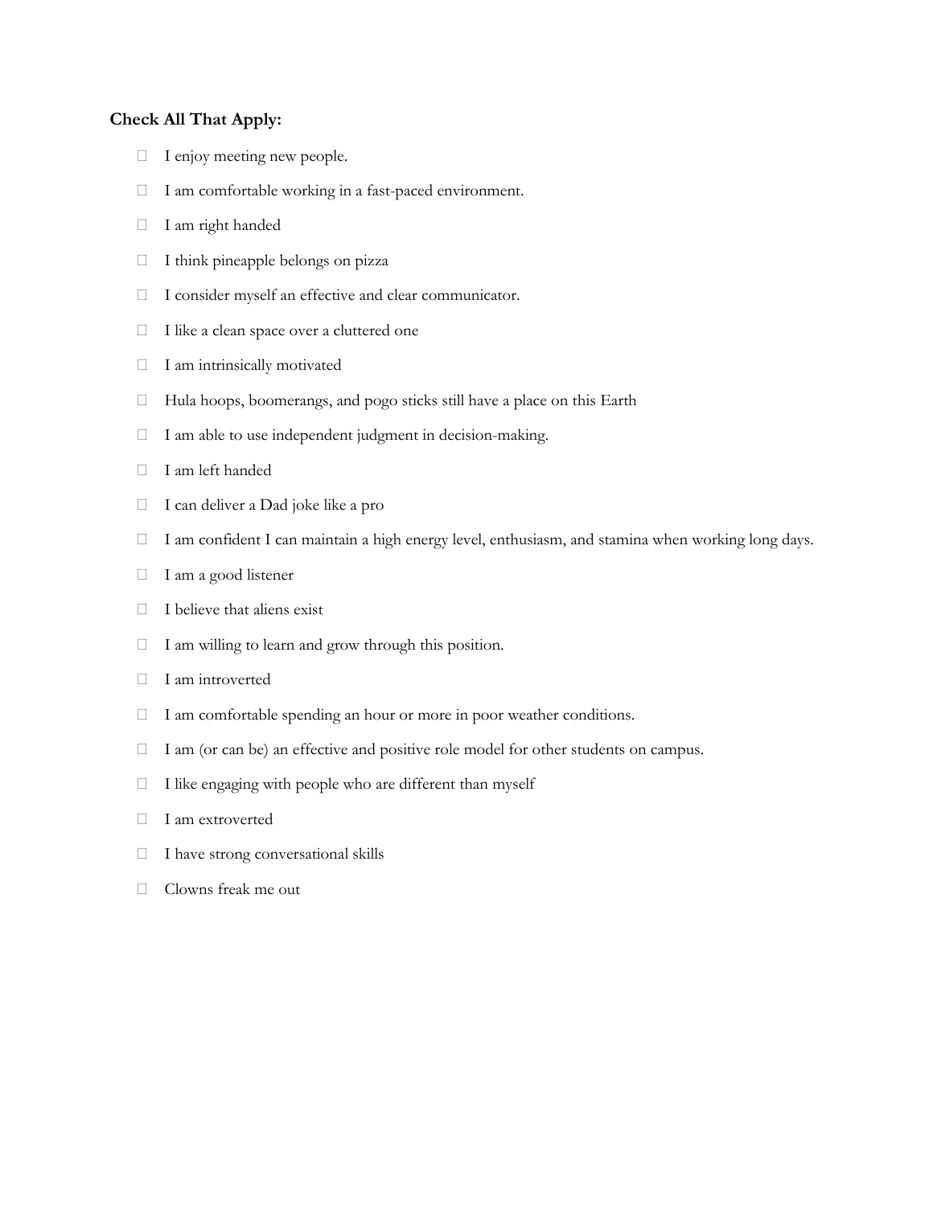**Check All That Apply:**

- [ ] I enjoy meeting new people.
- [ ] I am comfortable working in a fast-paced environment.
- [ ] I am right handed
- [ ] I think pineapple belongs on pizza
- [ ] I consider myself an effective and clear communicator.
- [ ] I like a clean space over a cluttered one
- [ ] I am intrinsically motivated
- [ ] Hula hoops, boomerangs, and pogo sticks still have a place on this Earth
- [ ] I am able to use independent judgment in decision-making.
- [ ] I am left handed
- [ ] I can deliver a Dad joke like a pro
- [ ] I am confident I can maintain a high energy level, enthusiasm, and stamina when working long days.
- [ ] I am a good listener
- [ ] I believe that aliens exist
- [ ] I am willing to learn and grow through this position.
- [ ] I am introverted
- [ ] I am comfortable spending an hour or more in poor weather conditions.
- [ ] I am (or can be) an effective and positive role model for other students on campus.
- [ ] I like engaging with people who are different than myself
- [ ] I am extroverted
- [ ] I have strong conversational skills
- [ ] Clowns freak me out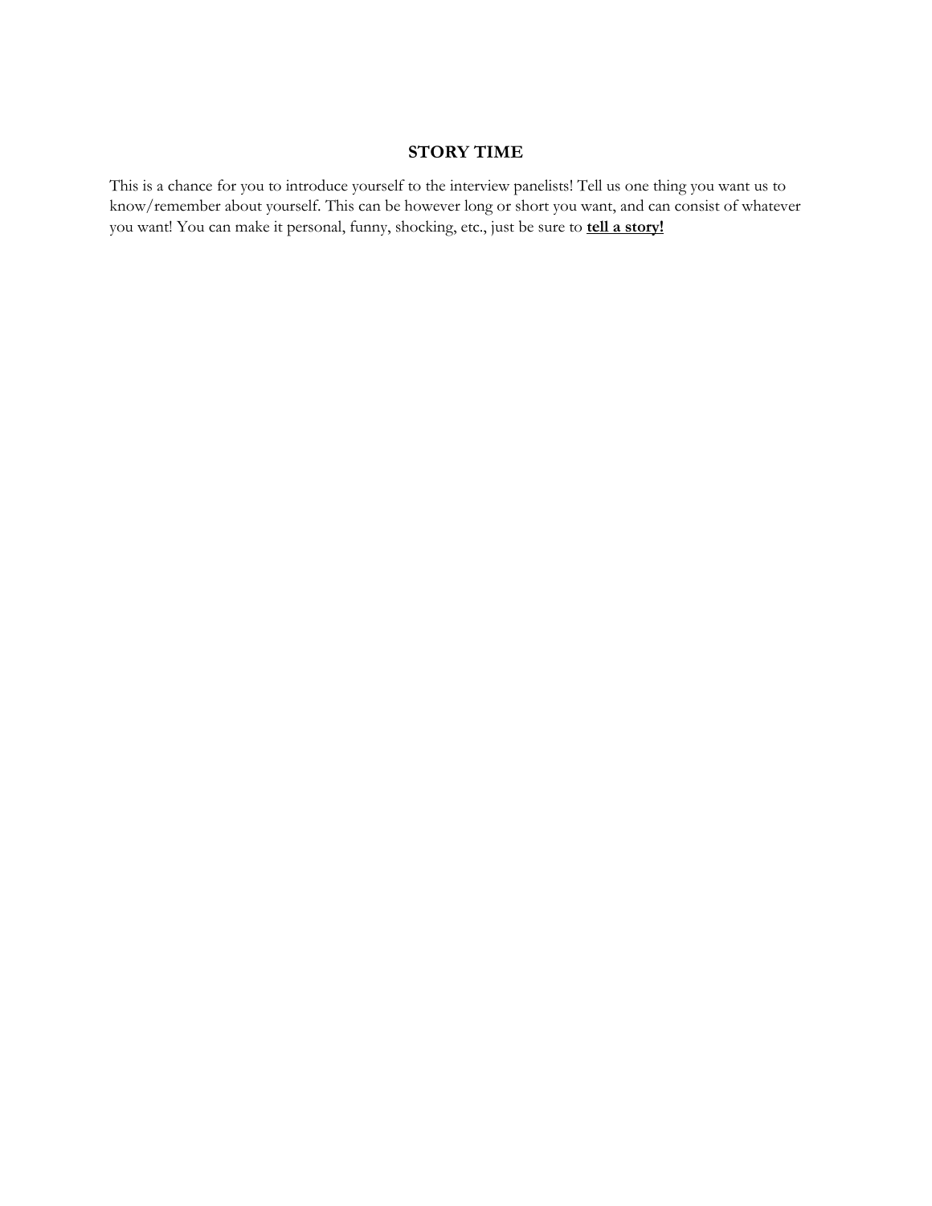## STORY TIME

This is a chance for you to introduce yourself to the interview panelists! Tell us one thing you want us to know/remember about yourself. This can be however long or short you want, and can consist of whatever you want! You can make it personal, funny, shocking, etc., just be sure to **tell a story!**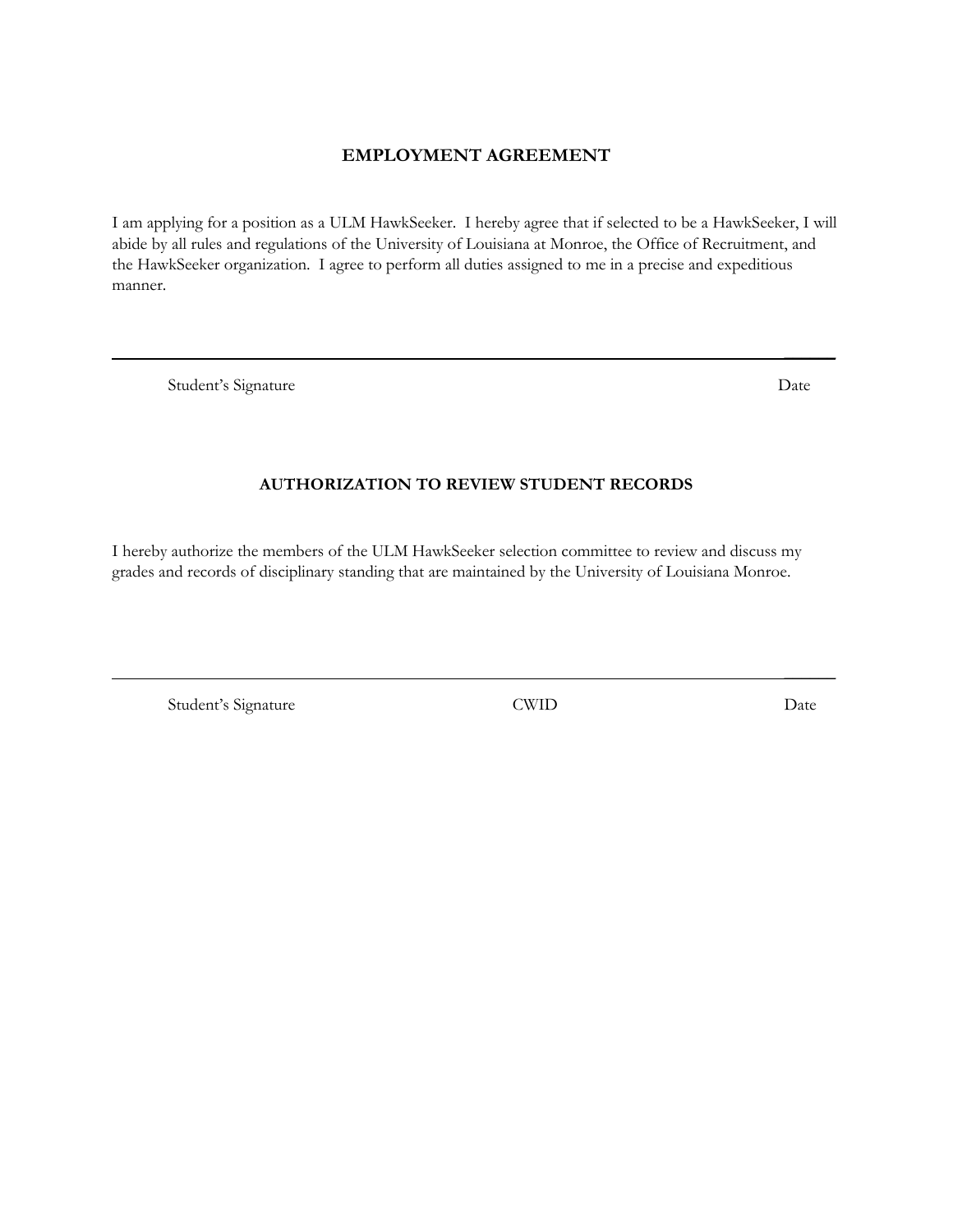## EMPLOYMENT AGREEMENT

I am applying for a position as a ULM HawkSeeker. I hereby agree that if selected to be a HawkSeeker, I will abide by all rules and regulations of the University of Louisiana at Monroe, the Office of Recruitment, and the HawkSeeker organization. I agree to perform all duties assigned to me in a precise and expeditious manner.

\_\_\_\_\_\_\_\_\_\_\_\_\_\_\_\_\_\_\_\_\_\_\_\_\_\_\_\_\_\_\_\_\_\_\_\_\_\_\_\_\_\_\_\_\_\_\_\_\_\_\_\_\_\_\_\_\_\_\_\_\_\_\_\_\_\_\_\_\_\_\_\_

Student's Signature                                                                                                   Date

## AUTHORIZATION TO REVIEW STUDENT RECORDS

I hereby authorize the members of the ULM HawkSeeker selection committee to review and discuss my grades and records of disciplinary standing that are maintained by the University of Louisiana Monroe.

\_\_\_\_\_\_\_\_\_\_\_\_\_\_\_\_\_\_\_\_\_\_\_\_\_\_\_\_\_\_\_\_\_\_\_\_\_\_\_\_\_\_\_\_\_\_\_\_\_\_\_\_\_\_\_\_\_\_\_\_\_\_\_\_\_\_\_\_\_\_\_\_

Student's Signature                                        CWID                                        Date